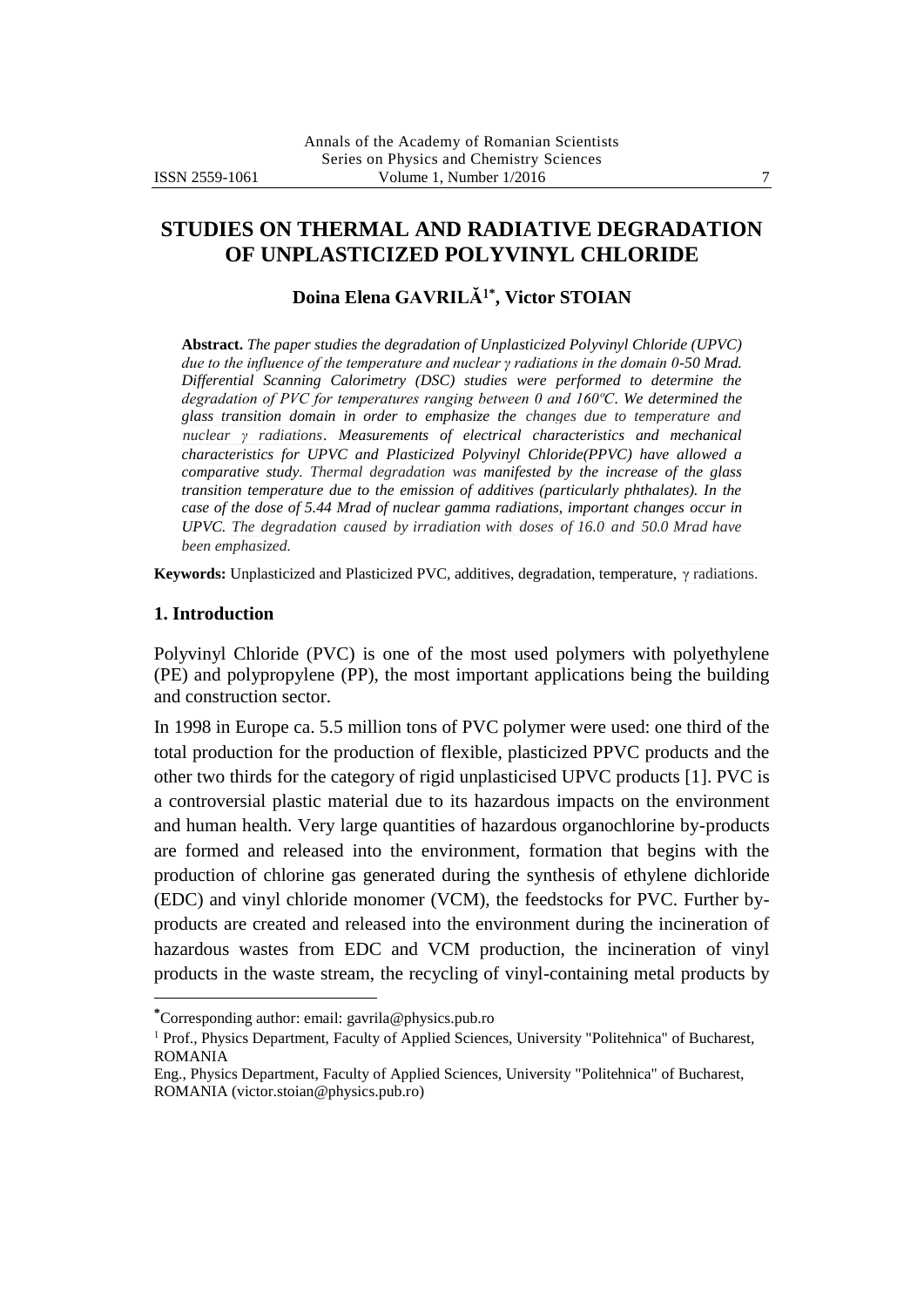# STUDIES ON THERMAL AND RADIATIVE DEGRADATION OF UNPLASTICIZED POLYVINYL CHLORIDE

**Doina Elena GAVRILĂ[1*], Victor STOIAN**

**Abstract.** *The paper studies the degradation of Unplasticized Polyvinyl Chloride (UPVC) due to the influence of the temperature and nuclear γ radiations in the domain 0-50 Mrad. Differential Scanning Calorimetry (DSC) studies were performed to determine the degradation of PVC for temperatures ranging between 0 and 160ºC. We determined the glass transition domain in order to emphasize the changes due to temperature and nuclear γ radiations. Measurements of electrical characteristics and mechanical characteristics for UPVC and Plasticized Polyvinyl Chloride(PPVC) have allowed a comparative study. Thermal degradation was manifested by the increase of the glass transition temperature due to the emission of additives (particularly phthalates). In the case of the dose of 5.44 Mrad of nuclear gamma radiations, important changes occur in UPVC. The degradation caused by irradiation with doses of 16.0 and 50.0 Mrad have been emphasized.*

**Keywords:** Unplasticized and Plasticized PVC, additives, degradation, temperature, γ radiations.

## 1. Introduction

Polyvinyl Chloride (PVC) is one of the most used polymers with polyethylene (PE) and polypropylene (PP), the most important applications being the building and construction sector.

In 1998 in Europe ca. 5.5 million tons of PVC polymer were used: one third of the total production for the production of flexible, plasticized PPVC products and the other two thirds for the category of rigid unplasticised UPVC products [1]. PVC is a controversial plastic material due to its hazardous impacts on the environment and human health. Very large quantities of hazardous organochlorine by-products are formed and released into the environment, formation that begins with the production of chlorine gas generated during the synthesis of ethylene dichloride (EDC) and vinyl chloride monomer (VCM), the feedstocks for PVC. Further by-products are created and released into the environment during the incineration of hazardous wastes from EDC and VCM production, the incineration of vinyl products in the waste stream, the recycling of vinyl-containing metal products by

---

[*] Corresponding author: email: gavrila@physics.pub.ro

[1] Prof., Physics Department, Faculty of Applied Sciences, University "Politehnica" of Bucharest, ROMANIA

Eng., Physics Department, Faculty of Applied Sciences, University "Politehnica" of Bucharest, ROMANIA (victor.stoian@physics.pub.ro)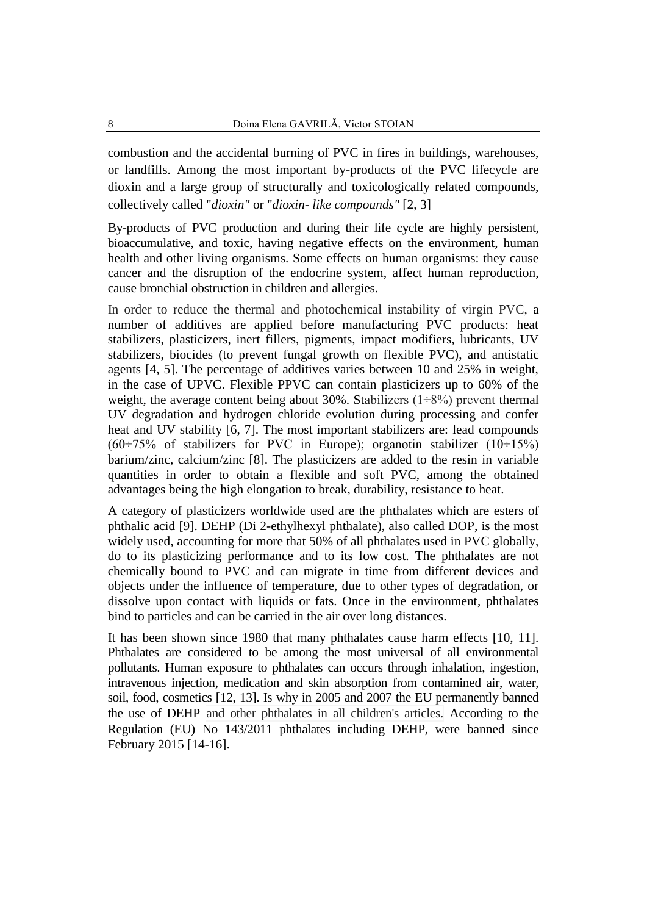combustion and the accidental burning of PVC in fires in buildings, warehouses, or landfills. Among the most important by-products of the PVC lifecycle are dioxin and a large group of structurally and toxicologically related compounds, collectively called "*dioxin"* or "*dioxin- like compounds"* [2, 3]

By-products of PVC production and during their life cycle are highly persistent, bioaccumulative, and toxic, having negative effects on the environment, human health and other living organisms. Some effects on human organisms: they cause cancer and the disruption of the endocrine system, affect human reproduction, cause bronchial obstruction in children and allergies.

In order to reduce the thermal and photochemical instability of virgin PVC, a number of additives are applied before manufacturing PVC products: heat stabilizers, plasticizers, inert fillers, pigments, impact modifiers, lubricants, UV stabilizers, biocides (to prevent fungal growth on flexible PVC), and antistatic agents [4, 5]. The percentage of additives varies between 10 and 25% in weight, in the case of UPVC. Flexible PPVC can contain plasticizers up to 60% of the weight, the average content being about 30%. Stabilizers (1÷8%) prevent thermal UV degradation and hydrogen chloride evolution during processing and confer heat and UV stability [6, 7]. The most important stabilizers are: lead compounds (60÷75% of stabilizers for PVC in Europe); organotin stabilizer (10÷15%) barium/zinc, calcium/zinc [8]. The plasticizers are added to the resin in variable quantities in order to obtain a flexible and soft PVC, among the obtained advantages being the high elongation to break, durability, resistance to heat.

A category of plasticizers worldwide used are the phthalates which are esters of phthalic acid [9]. DEHP (Di 2-ethylhexyl phthalate), also called DOP, is the most widely used, accounting for more that 50% of all phthalates used in PVC globally, do to its plasticizing performance and to its low cost. The phthalates are not chemically bound to PVC and can migrate in time from different devices and objects under the influence of temperature, due to other types of degradation, or dissolve upon contact with liquids or fats. Once in the environment, phthalates bind to particles and can be carried in the air over long distances.

It has been shown since 1980 that many phthalates cause harm effects [10, 11]. Phthalates are considered to be among the most universal of all environmental pollutants. Human exposure to phthalates can occurs through inhalation, ingestion, intravenous injection, medication and skin absorption from contamined air, water, soil, food, cosmetics [12, 13]. Is why in 2005 and 2007 the EU permanently banned the use of DEHP and other phthalates in all children's articles. According to the Regulation (EU) No 143/2011 phthalates including DEHP, were banned since February 2015 [14-16].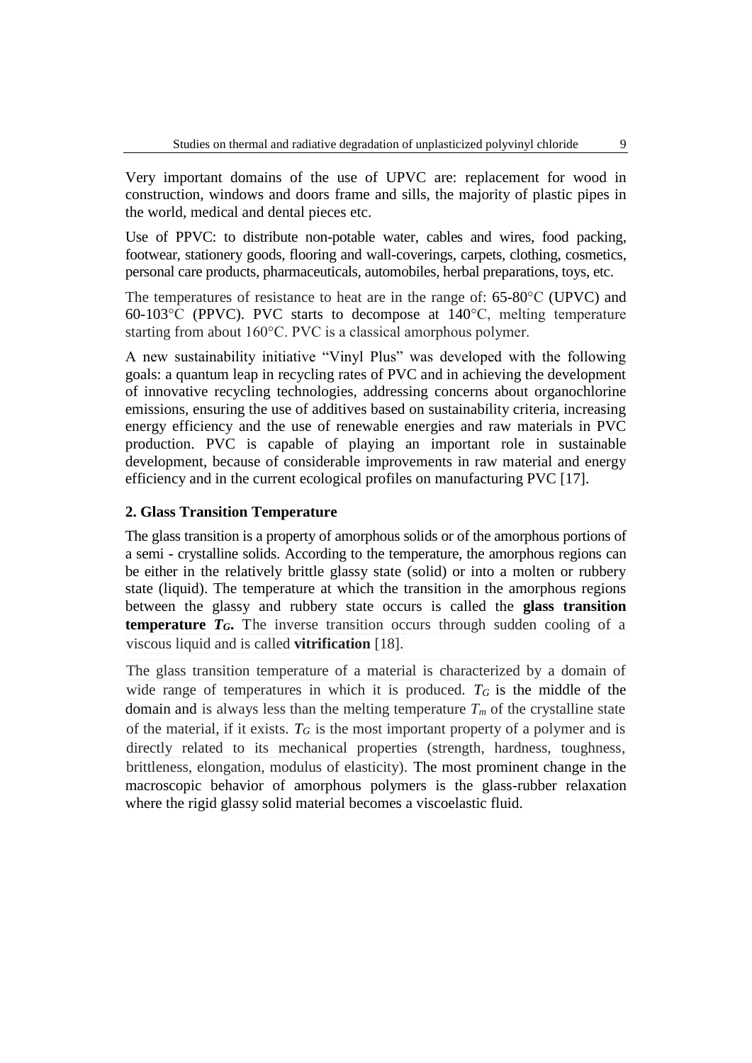Very important domains of the use of UPVC are: replacement for wood in construction, windows and doors frame and sills, the majority of plastic pipes in the world, medical and dental pieces etc.

Use of PPVC: to distribute non-potable water, cables and wires, food packing, footwear, stationery goods, flooring and wall-coverings, carpets, clothing, cosmetics, personal care products, pharmaceuticals, automobiles, herbal preparations, toys, etc.

The temperatures of resistance to heat are in the range of: 65-80°C (UPVC) and 60-103°C (PPVC). PVC starts to decompose at 140°C, melting temperature starting from about 160°C. PVC is a classical amorphous polymer.

A new sustainability initiative "Vinyl Plus" was developed with the following goals: a quantum leap in recycling rates of PVC and in achieving the development of innovative recycling technologies, addressing concerns about organochlorine emissions, ensuring the use of additives based on sustainability criteria, increasing energy efficiency and the use of renewable energies and raw materials in PVC production. PVC is capable of playing an important role in sustainable development, because of considerable improvements in raw material and energy efficiency and in the current ecological profiles on manufacturing PVC [17].

## 2. Glass Transition Temperature

The glass transition is a property of amorphous solids or of the amorphous portions of a semi - crystalline solids. According to the temperature, the amorphous regions can be either in the relatively brittle glassy state (solid) or into a molten or rubbery state (liquid). The temperature at which the transition in the amorphous regions between the glassy and rubbery state occurs is called the **glass transition temperature $T_G$.** The inverse transition occurs through sudden cooling of a viscous liquid and is called **vitrification** [18].

The glass transition temperature of a material is characterized by a domain of wide range of temperatures in which it is produced. $T_G$ is the middle of the domain and is always less than the melting temperature $T_m$ of the crystalline state of the material, if it exists. $T_G$ is the most important property of a polymer and is directly related to its mechanical properties (strength, hardness, toughness, brittleness, elongation, modulus of elasticity). The most prominent change in the macroscopic behavior of amorphous polymers is the glass-rubber relaxation where the rigid glassy solid material becomes a viscoelastic fluid.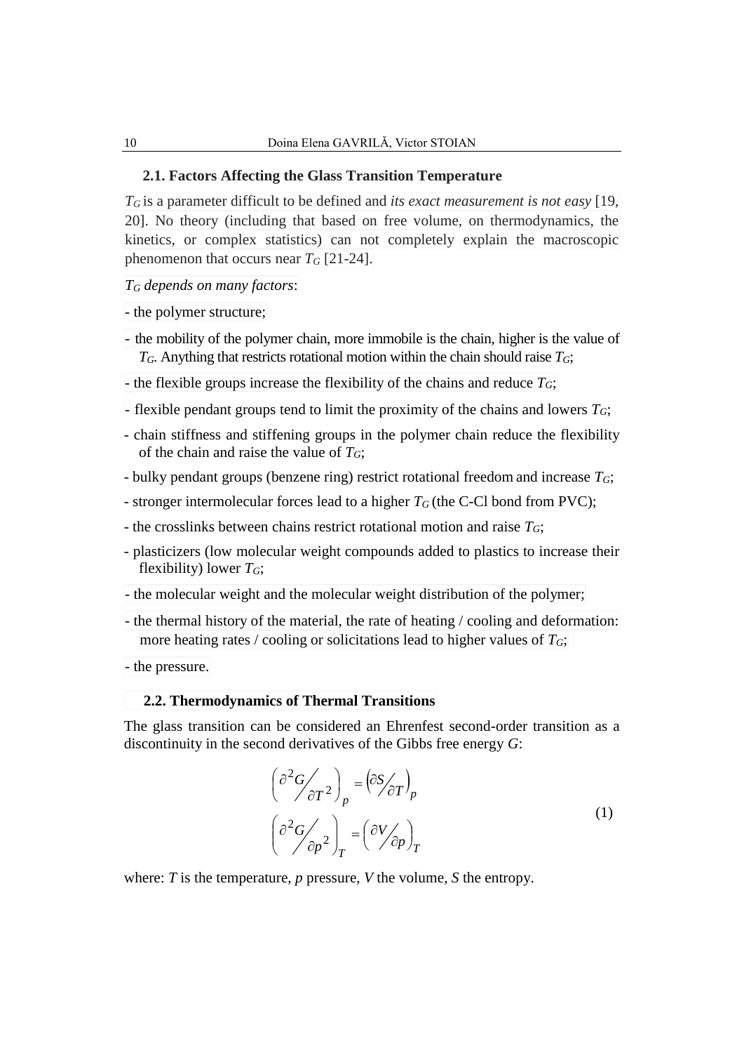### 2.1. Factors Affecting the Glass Transition Temperature

$T_G$ is a parameter difficult to be defined and *its exact measurement is not easy* [19, 20]. No theory (including that based on free volume, on thermodynamics, the kinetics, or complex statistics) can not completely explain the macroscopic phenomenon that occurs near $T_G$ [21-24].

*$T_G$ depends on many factors*:

- the polymer structure;
- the mobility of the polymer chain, more immobile is the chain, higher is the value of $T_G$. Anything that restricts rotational motion within the chain should raise $T_G$;
- the flexible groups increase the flexibility of the chains and reduce $T_G$;
- flexible pendant groups tend to limit the proximity of the chains and lowers $T_G$;
- chain stiffness and stiffening groups in the polymer chain reduce the flexibility of the chain and raise the value of $T_G$;
- bulky pendant groups (benzene ring) restrict rotational freedom and increase $T_G$;
- stronger intermolecular forces lead to a higher $T_G$ (the C-Cl bond from PVC);
- the crosslinks between chains restrict rotational motion and raise $T_G$;
- plasticizers (low molecular weight compounds added to plastics to increase their flexibility) lower $T_G$;
- the molecular weight and the molecular weight distribution of the polymer;
- the thermal history of the material, the rate of heating / cooling and deformation: more heating rates / cooling or solicitations lead to higher values of $T_G$;
- the pressure.

### 2.2. Thermodynamics of Thermal Transitions

The glass transition can be considered an Ehrenfest second-order transition as a discontinuity in the second derivatives of the Gibbs free energy $G$:

$$\left(\partial^2 G / \partial T^2\right)_p = \left(\partial S / \partial T\right)_p$$
$$\left(\partial^2 G / \partial p^2\right)_T = \left(\partial V / \partial p\right)_T \tag{1}$$

where: $T$ is the temperature, $p$ pressure, $V$ the volume, $S$ the entropy.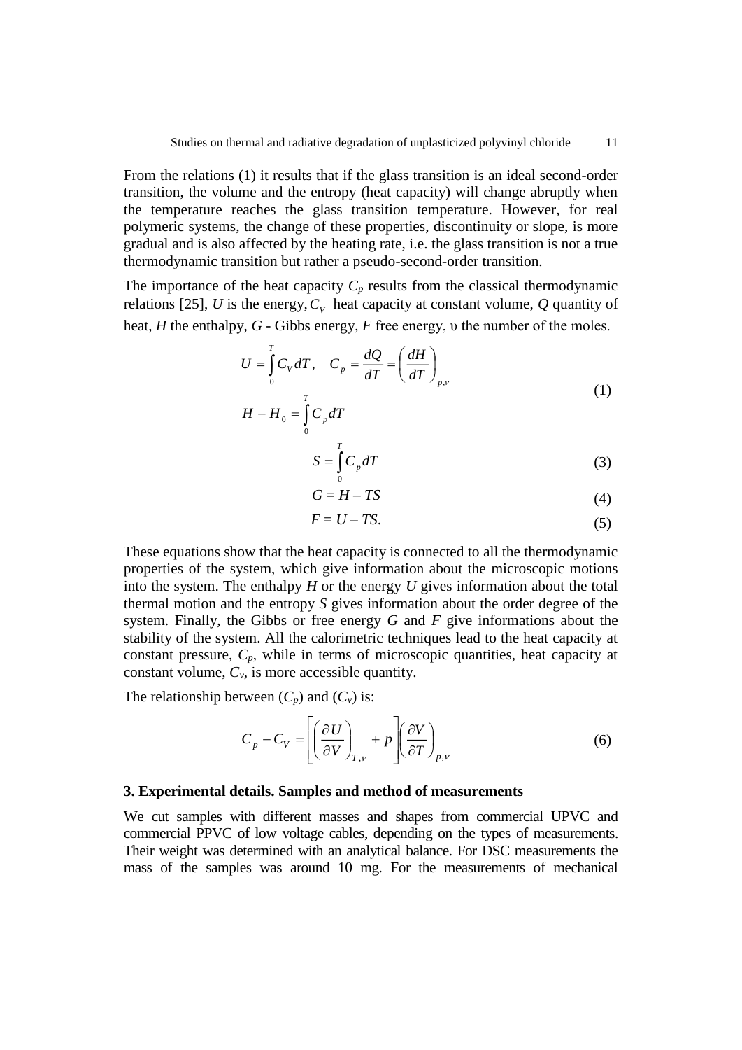From the relations (1) it results that if the glass transition is an ideal second-order transition, the volume and the entropy (heat capacity) will change abruptly when the temperature reaches the glass transition temperature. However, for real polymeric systems, the change of these properties, discontinuity or slope, is more gradual and is also affected by the heating rate, i.e. the glass transition is not a true thermodynamic transition but rather a pseudo-second-order transition.

The importance of the heat capacity $C_p$ results from the classical thermodynamic relations [25], $U$ is the energy, $C_V$ heat capacity at constant volume, $Q$ quantity of heat, $H$ the enthalpy, $G$ - Gibbs energy, $F$ free energy, $\upsilon$ the number of the moles.

$$U = \int_0^T C_V dT, \quad C_p = \frac{dQ}{dT} = \left(\frac{dH}{dT}\right)_{p,\nu} \tag{1}$$

$$H - H_0 = \int_0^T C_p dT$$

$$S = \int_0^T C_p dT \tag{3}$$

$$G = H - TS \tag{4}$$

$$F = U - TS. \tag{5}$$

These equations show that the heat capacity is connected to all the thermodynamic properties of the system, which give information about the microscopic motions into the system. The enthalpy $H$ or the energy $U$ gives information about the total thermal motion and the entropy $S$ gives information about the order degree of the system. Finally, the Gibbs or free energy $G$ and $F$ give informations about the stability of the system. All the calorimetric techniques lead to the heat capacity at constant pressure, $C_p$, while in terms of microscopic quantities, heat capacity at constant volume, $C_v$, is more accessible quantity.

The relationship between ($C_p$) and ($C_v$) is:

$$C_p - C_V = \left[\left(\frac{\partial U}{\partial V}\right)_{T,\nu} + p\right]\left(\frac{\partial V}{\partial T}\right)_{p,\nu} \tag{6}$$

### 3. Experimental details. Samples and method of measurements

We cut samples with different masses and shapes from commercial UPVC and commercial PPVC of low voltage cables, depending on the types of measurements. Their weight was determined with an analytical balance. For DSC measurements the mass of the samples was around 10 mg. For the measurements of mechanical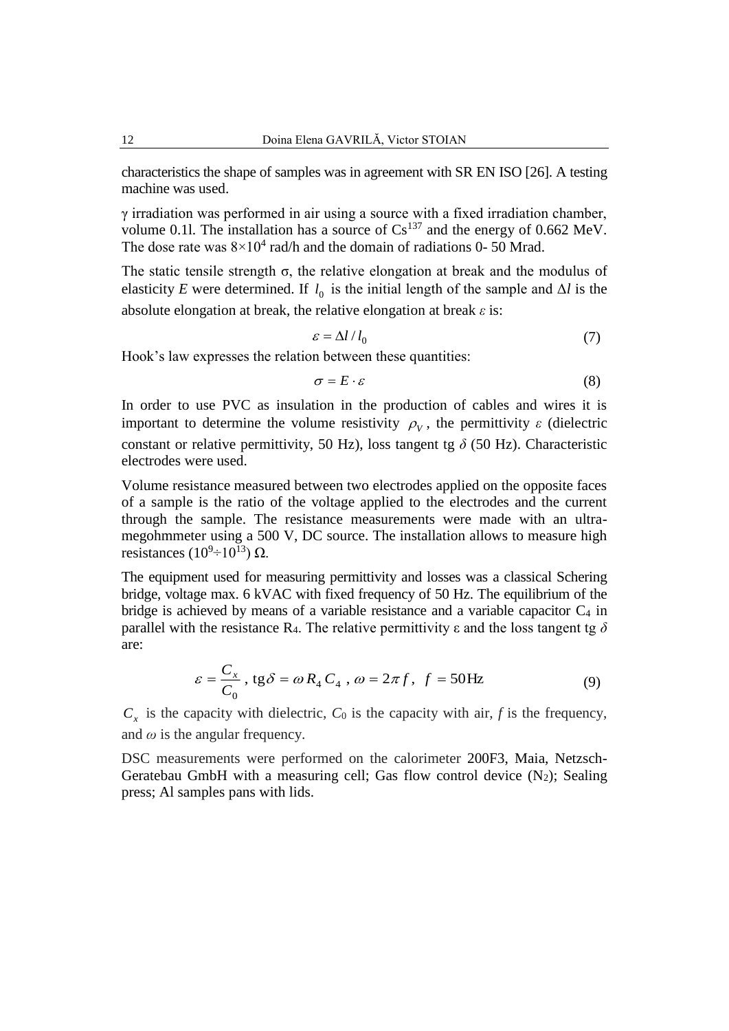characteristics the shape of samples was in agreement with SR EN ISO [26]. A testing machine was used.

γ irradiation was performed in air using a source with a fixed irradiation chamber, volume 0.1l. The installation has a source of $Cs^{137}$ and the energy of 0.662 MeV. The dose rate was $8\times10^4$ rad/h and the domain of radiations 0- 50 Mrad.

The static tensile strength σ, the relative elongation at break and the modulus of elasticity $E$ were determined. If $l_0$ is the initial length of the sample and $\Delta l$ is the absolute elongation at break, the relative elongation at break $\varepsilon$ is:

$$\varepsilon = \Delta l / l_0 \tag{7}$$

Hook's law expresses the relation between these quantities:

$$\sigma = E \cdot \varepsilon \tag{8}$$

In order to use PVC as insulation in the production of cables and wires it is important to determine the volume resistivity $\rho_V$, the permittivity $\varepsilon$ (dielectric constant or relative permittivity, 50 Hz), loss tangent tg $\delta$ (50 Hz). Characteristic electrodes were used.

Volume resistance measured between two electrodes applied on the opposite faces of a sample is the ratio of the voltage applied to the electrodes and the current through the sample. The resistance measurements were made with an ultra-megohmmeter using a 500 V, DC source. The installation allows to measure high resistances ($10^9 \div 10^{13}$) Ω.

The equipment used for measuring permittivity and losses was a classical Schering bridge, voltage max. 6 kVAC with fixed frequency of 50 Hz. The equilibrium of the bridge is achieved by means of a variable resistance and a variable capacitor $C_4$ in parallel with the resistance $R_4$. The relative permittivity ε and the loss tangent tg $\delta$ are:

$$\varepsilon = \frac{C_x}{C_0}\ ,\ \mathrm{tg}\delta = \omega R_4 C_4\ ,\ \omega = 2\pi f,\ \ f = 50\,\mathrm{Hz} \tag{9}$$

$C_x$ is the capacity with dielectric, $C_0$ is the capacity with air, $f$ is the frequency, and $\omega$ is the angular frequency.

DSC measurements were performed on the calorimeter 200F3, Maia, Netzsch-Geratebau GmbH with a measuring cell; Gas flow control device ($N_2$); Sealing press; Al samples pans with lids.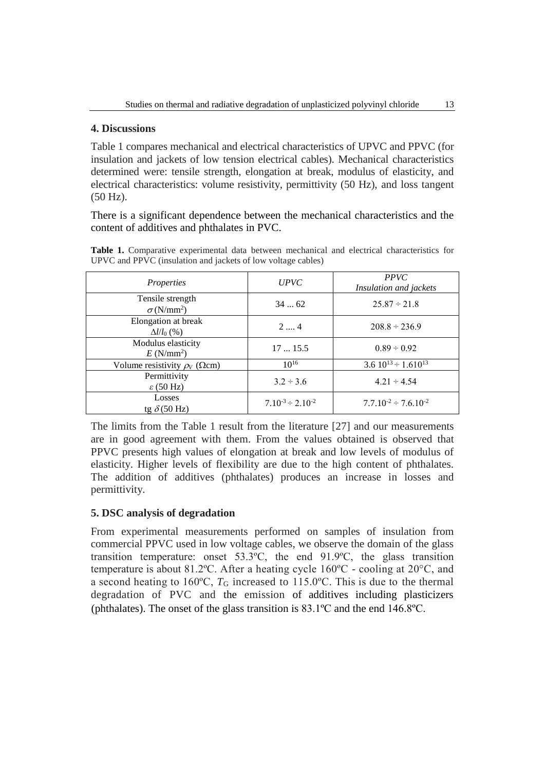## 4. Discussions

Table 1 compares mechanical and electrical characteristics of UPVC and PPVC (for insulation and jackets of low tension electrical cables). Mechanical characteristics determined were: tensile strength, elongation at break, modulus of elasticity, and electrical characteristics: volume resistivity, permittivity (50 Hz), and loss tangent (50 Hz).

There is a significant dependence between the mechanical characteristics and the content of additives and phthalates in PVC.

**Table 1.** Comparative experimental data between mechanical and electrical characteristics for UPVC and PPVC (insulation and jackets of low voltage cables)

| *Properties* | *UPVC* | *PPVC* *Insulation and jackets* |
|---|---|---|
| Tensile strength $\sigma$ (N/mm$^2$) | 34 ... 62 | 25.87 ÷ 21.8 |
| Elongation at break $\Delta l/l_0$ (%) | 2 .... 4 | 208.8 ÷ 236.9 |
| Modulus elasticity $E$ (N/mm$^2$) | 17 ... 15.5 | 0.89 ÷ 0.92 |
| Volume resistivity $\rho_V$ ($\Omega$cm) | $10^{16}$ | $3.6\ 10^{13} \div 1.6 10^{13}$ |
| Permittivity $\varepsilon$ (50 Hz) | 3.2 ÷ 3.6 | 4.21 ÷ 4.54 |
| Losses tg $\delta$ (50 Hz) | $7.10^{-3} \div 2.10^{-2}$ | $7.7.10^{-2} \div 7.6.10^{-2}$ |

The limits from the Table 1 result from the literature [27] and our measurements are in good agreement with them. From the values obtained is observed that PPVC presents high values of elongation at break and low levels of modulus of elasticity. Higher levels of flexibility are due to the high content of phthalates. The addition of additives (phthalates) produces an increase in losses and permittivity.

## 5. DSC analysis of degradation

From experimental measurements performed on samples of insulation from commercial PPVC used in low voltage cables, we observe the domain of the glass transition temperature: onset 53.3ºC, the end 91.9ºC, the glass transition temperature is about 81.2ºC. After a heating cycle 160ºC - cooling at 20°C, and a second heating to 160ºC, $T_G$ increased to 115.0ºC. This is due to the thermal degradation of PVC and the emission of additives including plasticizers (phthalates). The onset of the glass transition is 83.1ºC and the end 146.8ºC.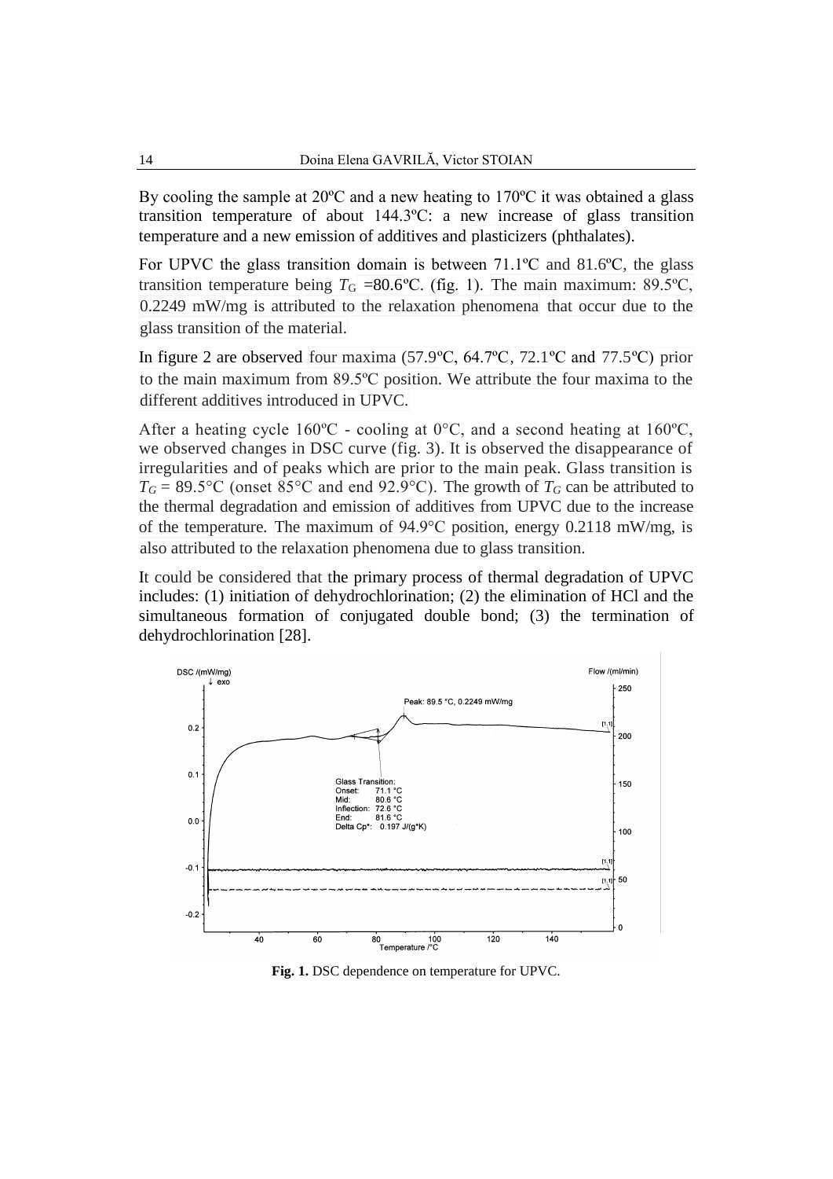By cooling the sample at 20ºC and a new heating to 170ºC it was obtained a glass transition temperature of about 144.3ºC: a new increase of glass transition temperature and a new emission of additives and plasticizers (phthalates).

For UPVC the glass transition domain is between 71.1ºC and 81.6ºC, the glass transition temperature being $T_G$ =80.6ºC. (fig. 1). The main maximum: 89.5ºC, 0.2249 mW/mg is attributed to the relaxation phenomena that occur due to the glass transition of the material.

In figure 2 are observed four maxima (57.9ºC, 64.7ºC, 72.1ºC and 77.5ºC) prior to the main maximum from 89.5ºC position. We attribute the four maxima to the different additives introduced in UPVC.

After a heating cycle 160ºC - cooling at 0°C, and a second heating at 160ºC, we observed changes in DSC curve (fig. 3). It is observed the disappearance of irregularities and of peaks which are prior to the main peak. Glass transition is $T_G$ = 89.5°C (onset 85°C and end 92.9°C). The growth of $T_G$ can be attributed to the thermal degradation and emission of additives from UPVC due to the increase of the temperature. The maximum of 94.9°C position, energy 0.2118 mW/mg, is also attributed to the relaxation phenomena due to glass transition.

It could be considered that the primary process of thermal degradation of UPVC includes: (1) initiation of dehydrochlorination; (2) the elimination of HCl and the simultaneous formation of conjugated double bond; (3) the termination of dehydrochlorination [28].

**Fig. 1.** DSC dependence on temperature for UPVC.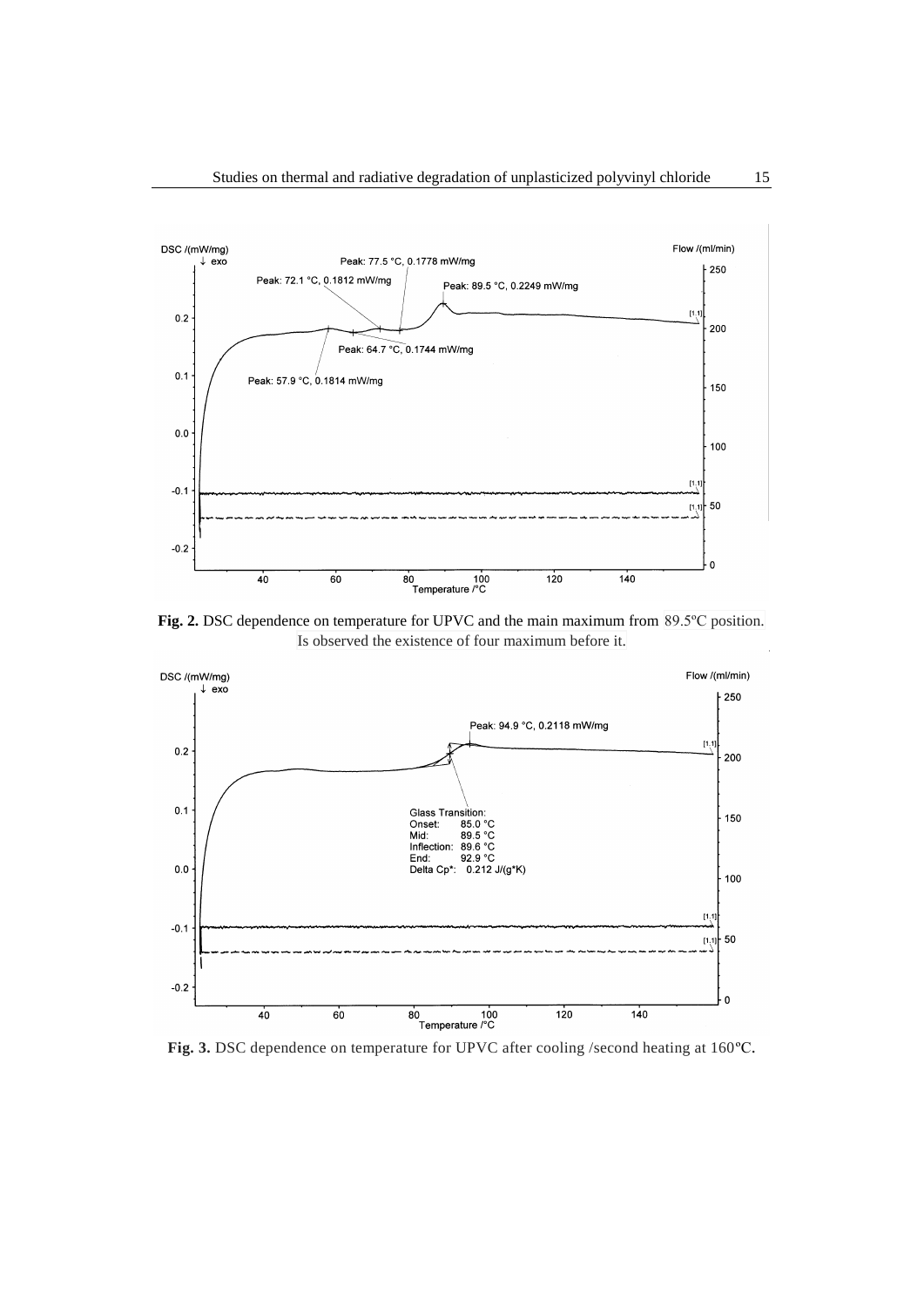DSC /(mW/mg)
↓ exo

Flow /(ml/min)

Peak: 77.5 °C, 0.1778 mW/mg

Peak: 72.1 °C, 0.1812 mW/mg

Peak: 89.5 °C, 0.2249 mW/mg

Peak: 64.7 °C, 0.1744 mW/mg

Peak: 57.9 °C, 0.1814 mW/mg

Temperature /°C

**Fig. 2.** DSC dependence on temperature for UPVC and the main maximum from 89.5ºC position. Is observed the existence of four maximum before it.

DSC /(mW/mg)
↓ exo

Flow /(ml/min)

Peak: 94.9 °C, 0.2118 mW/mg

Glass Transition:
Onset: 85.0 °C
Mid: 89.5 °C
Inflection: 89.6 °C
End: 92.9 °C
Delta Cp*: 0.212 J/(g*K)

Temperature /°C

**Fig. 3.** DSC dependence on temperature for UPVC after cooling /second heating at 160ºC.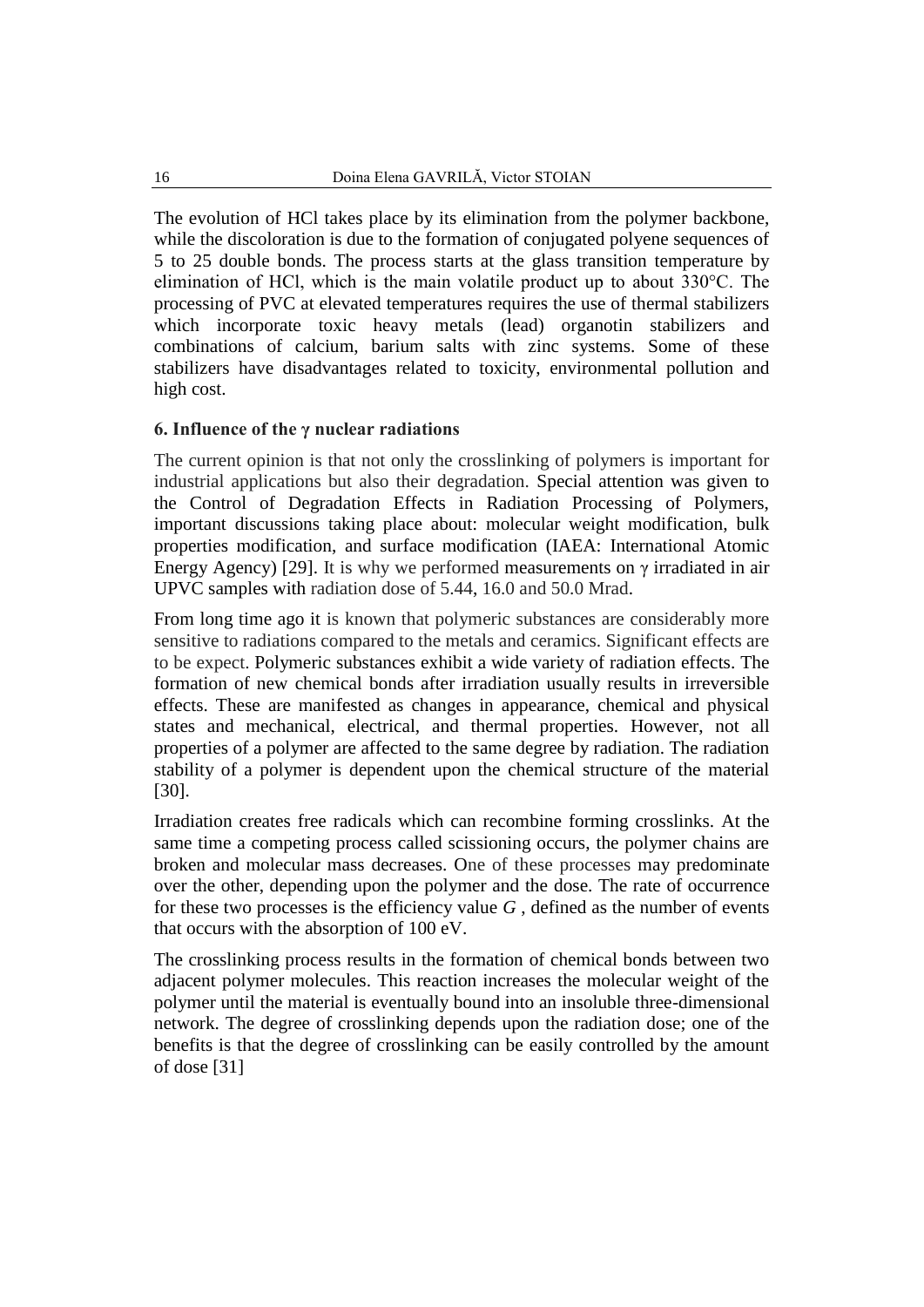The evolution of HCl takes place by its elimination from the polymer backbone, while the discoloration is due to the formation of conjugated polyene sequences of 5 to 25 double bonds. The process starts at the glass transition temperature by elimination of HCl, which is the main volatile product up to about 330°C. The processing of PVC at elevated temperatures requires the use of thermal stabilizers which incorporate toxic heavy metals (lead) organotin stabilizers and combinations of calcium, barium salts with zinc systems. Some of these stabilizers have disadvantages related to toxicity, environmental pollution and high cost.

### 6. Influence of the γ nuclear radiations

The current opinion is that not only the crosslinking of polymers is important for industrial applications but also their degradation. Special attention was given to the Control of Degradation Effects in Radiation Processing of Polymers, important discussions taking place about: molecular weight modification, bulk properties modification, and surface modification (IAEA: International Atomic Energy Agency) [29]. It is why we performed measurements on γ irradiated in air UPVC samples with radiation dose of 5.44, 16.0 and 50.0 Mrad.

From long time ago it is known that polymeric substances are considerably more sensitive to radiations compared to the metals and ceramics. Significant effects are to be expect. Polymeric substances exhibit a wide variety of radiation effects. The formation of new chemical bonds after irradiation usually results in irreversible effects. These are manifested as changes in appearance, chemical and physical states and mechanical, electrical, and thermal properties. However, not all properties of a polymer are affected to the same degree by radiation. The radiation stability of a polymer is dependent upon the chemical structure of the material [30].

Irradiation creates free radicals which can recombine forming crosslinks. At the same time a competing process called scissioning occurs, the polymer chains are broken and molecular mass decreases. One of these processes may predominate over the other, depending upon the polymer and the dose. The rate of occurrence for these two processes is the efficiency value $G$ , defined as the number of events that occurs with the absorption of 100 eV.

The crosslinking process results in the formation of chemical bonds between two adjacent polymer molecules. This reaction increases the molecular weight of the polymer until the material is eventually bound into an insoluble three-dimensional network. The degree of crosslinking depends upon the radiation dose; one of the benefits is that the degree of crosslinking can be easily controlled by the amount of dose [31]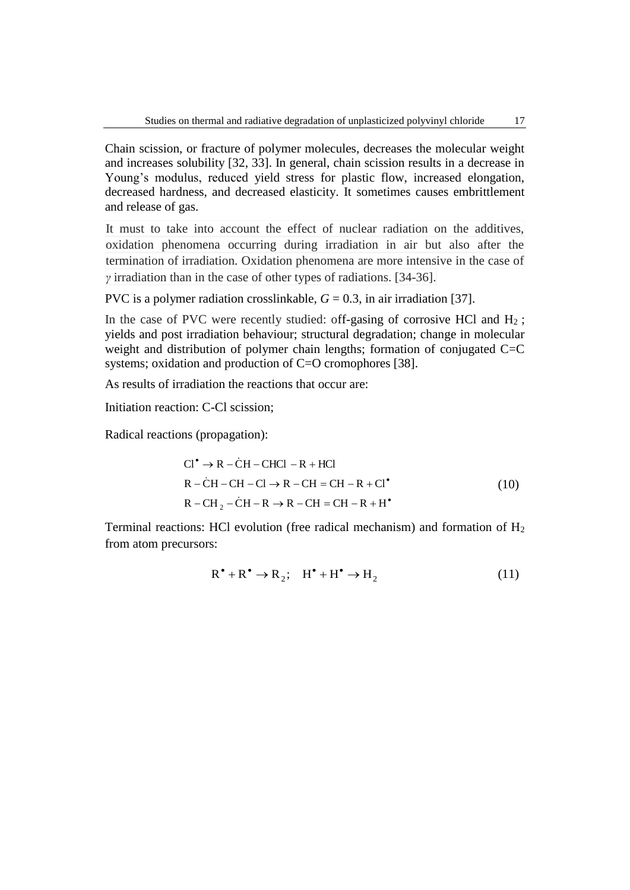Chain scission, or fracture of polymer molecules, decreases the molecular weight and increases solubility [32, 33]. In general, chain scission results in a decrease in Young's modulus, reduced yield stress for plastic flow, increased elongation, decreased hardness, and decreased elasticity. It sometimes causes embrittlement and release of gas.

It must to take into account the effect of nuclear radiation on the additives, oxidation phenomena occurring during irradiation in air but also after the termination of irradiation. Oxidation phenomena are more intensive in the case of $\gamma$ irradiation than in the case of other types of radiations. [34-36].

PVC is a polymer radiation crosslinkable, $G = 0.3$, in air irradiation [37].

In the case of PVC were recently studied: off-gasing of corrosive HCl and $H_2$ ; yields and post irradiation behaviour; structural degradation; change in molecular weight and distribution of polymer chain lengths; formation of conjugated C=C systems; oxidation and production of C=O cromophores [38].

As results of irradiation the reactions that occur are:

Initiation reaction: C-Cl scission;

Radical reactions (propagation):

$$
\begin{aligned}
& Cl^{\bullet} \rightarrow R - \dot{C}H - CHCl - R + HCl \\
& R - \dot{C}H - CH - Cl \rightarrow R - CH = CH - R + Cl^{\bullet} \\
& R - CH_2 - \dot{C}H - R \rightarrow R - CH = CH - R + H^{\bullet}
\end{aligned}
\tag{10}
$$

Terminal reactions: HCl evolution (free radical mechanism) and formation of $H_2$ from atom precursors:

$$
R^{\bullet} + R^{\bullet} \rightarrow R_2; \quad H^{\bullet} + H^{\bullet} \rightarrow H_2 \tag{11}
$$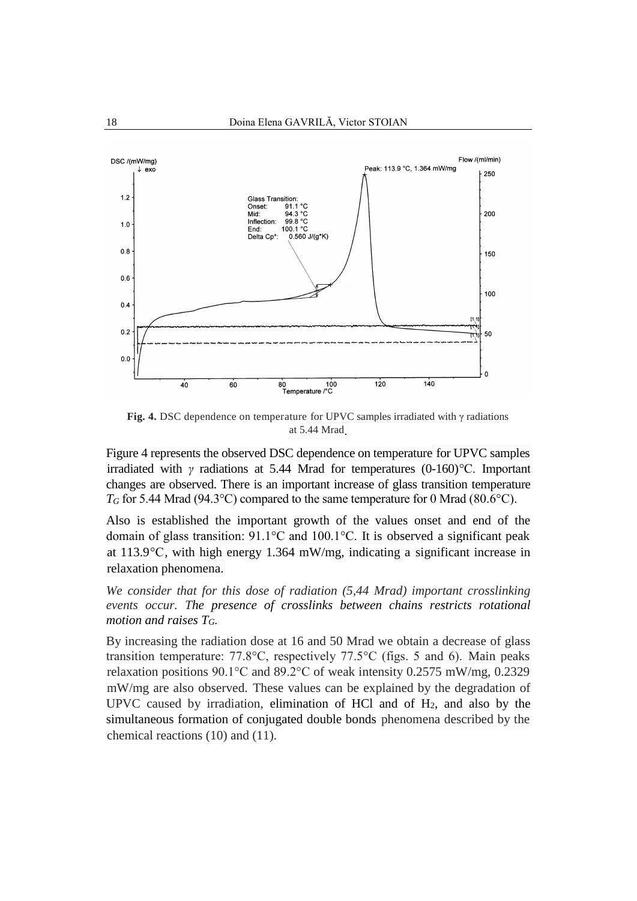**Fig. 4.** DSC dependence on temperature for UPVC samples irradiated with γ radiations at 5.44 Mrad.

Figure 4 represents the observed DSC dependence on temperature for UPVC samples irradiated with $\gamma$ radiations at 5.44 Mrad for temperatures (0-160)°C. Important changes are observed. There is an important increase of glass transition temperature $T_G$ for 5.44 Mrad (94.3°C) compared to the same temperature for 0 Mrad (80.6°C).

Also is established the important growth of the values onset and end of the domain of glass transition: 91.1°C and 100.1°C. It is observed a significant peak at 113.9°C, with high energy 1.364 mW/mg, indicating a significant increase in relaxation phenomena.

*We consider that for this dose of radiation (5,44 Mrad) important crosslinking events occur. The presence of crosslinks between chains restricts rotational motion and raises $T_G$.*

By increasing the radiation dose at 16 and 50 Mrad we obtain a decrease of glass transition temperature: 77.8°C, respectively 77.5°C (figs. 5 and 6). Main peaks relaxation positions 90.1°C and 89.2°C of weak intensity 0.2575 mW/mg, 0.2329 mW/mg are also observed. These values can be explained by the degradation of UPVC caused by irradiation, elimination of HCl and of $H_2$, and also by the simultaneous formation of conjugated double bonds phenomena described by the chemical reactions (10) and (11).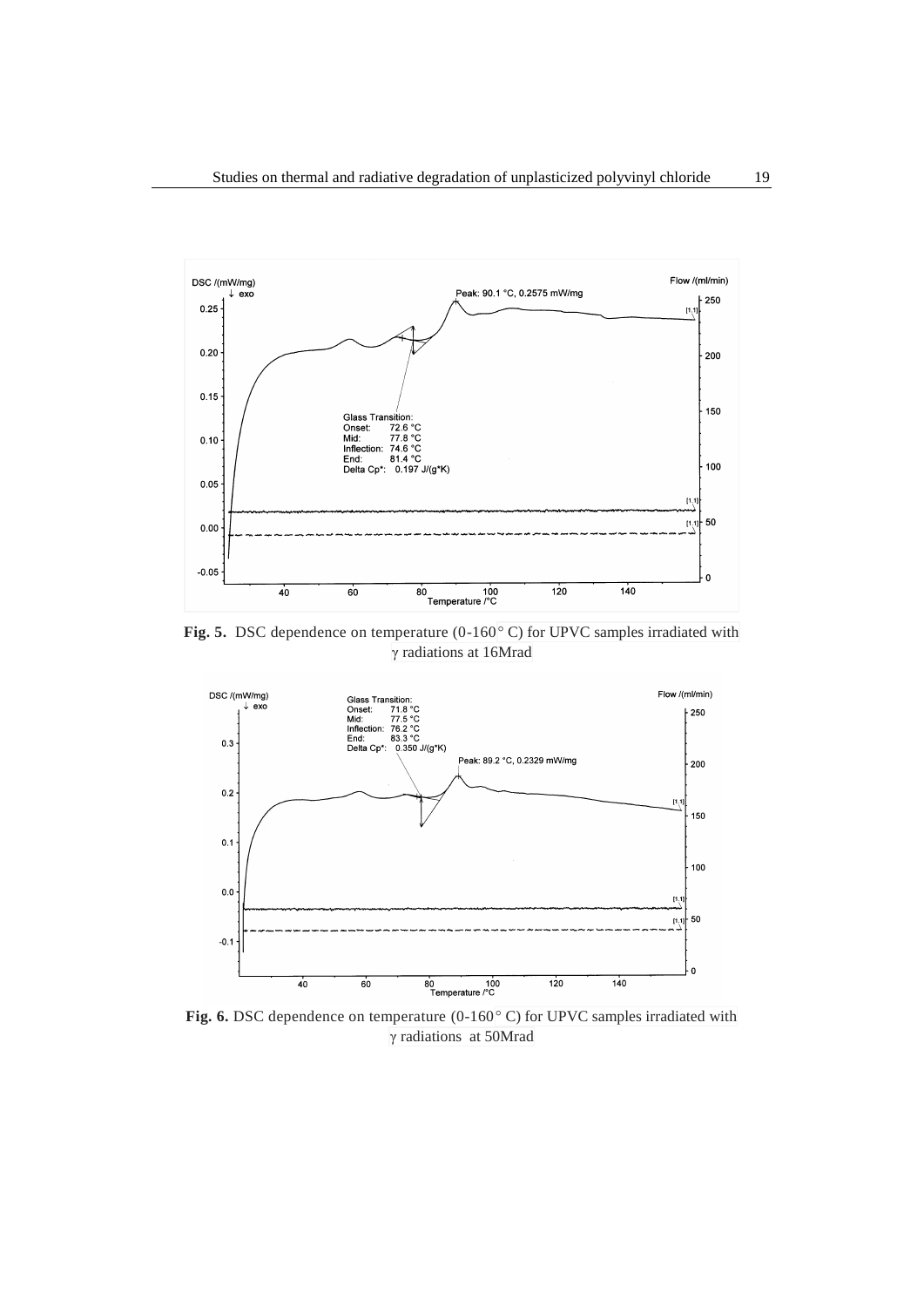**Fig. 5.** DSC dependence on temperature (0-160° C) for UPVC samples irradiated with γ radiations at 16Mrad

**Fig. 6.** DSC dependence on temperature (0-160° C) for UPVC samples irradiated with γ radiations at 50Mrad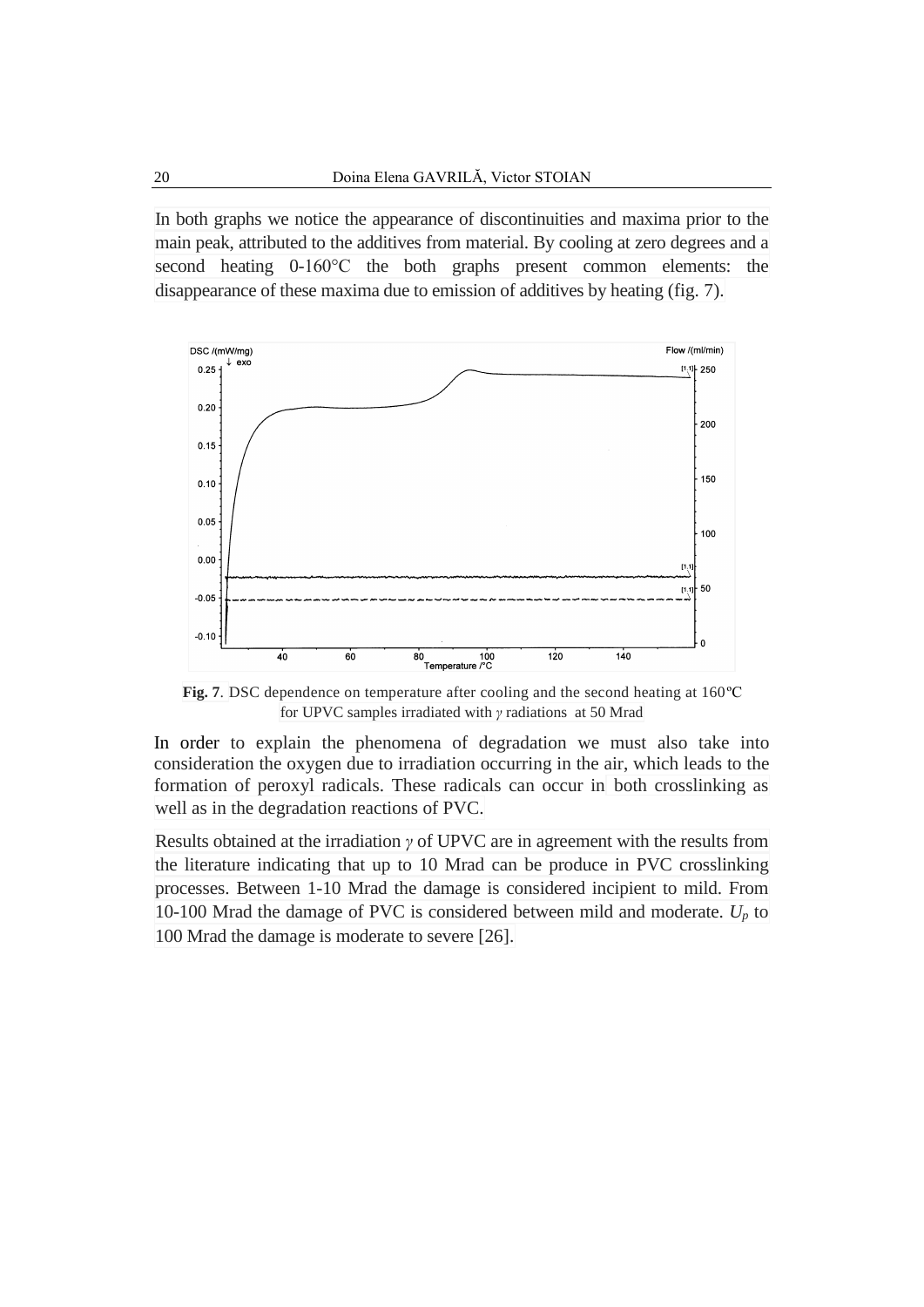In both graphs we notice the appearance of discontinuities and maxima prior to the main peak, attributed to the additives from material. By cooling at zero degrees and a second heating 0-160°C the both graphs present common elements: the disappearance of these maxima due to emission of additives by heating (fig. 7).

**Fig. 7**. DSC dependence on temperature after cooling and the second heating at 160ºC for UPVC samples irradiated with *γ* radiations at 50 Mrad

In order to explain the phenomena of degradation we must also take into consideration the oxygen due to irradiation occurring in the air, which leads to the formation of peroxyl radicals. These radicals can occur in both crosslinking as well as in the degradation reactions of PVC.

Results obtained at the irradiation *γ* of UPVC are in agreement with the results from the literature indicating that up to 10 Mrad can be produce in PVC crosslinking processes. Between 1-10 Mrad the damage is considered incipient to mild. From 10-100 Mrad the damage of PVC is considered between mild and moderate. $U_p$ to 100 Mrad the damage is moderate to severe [26].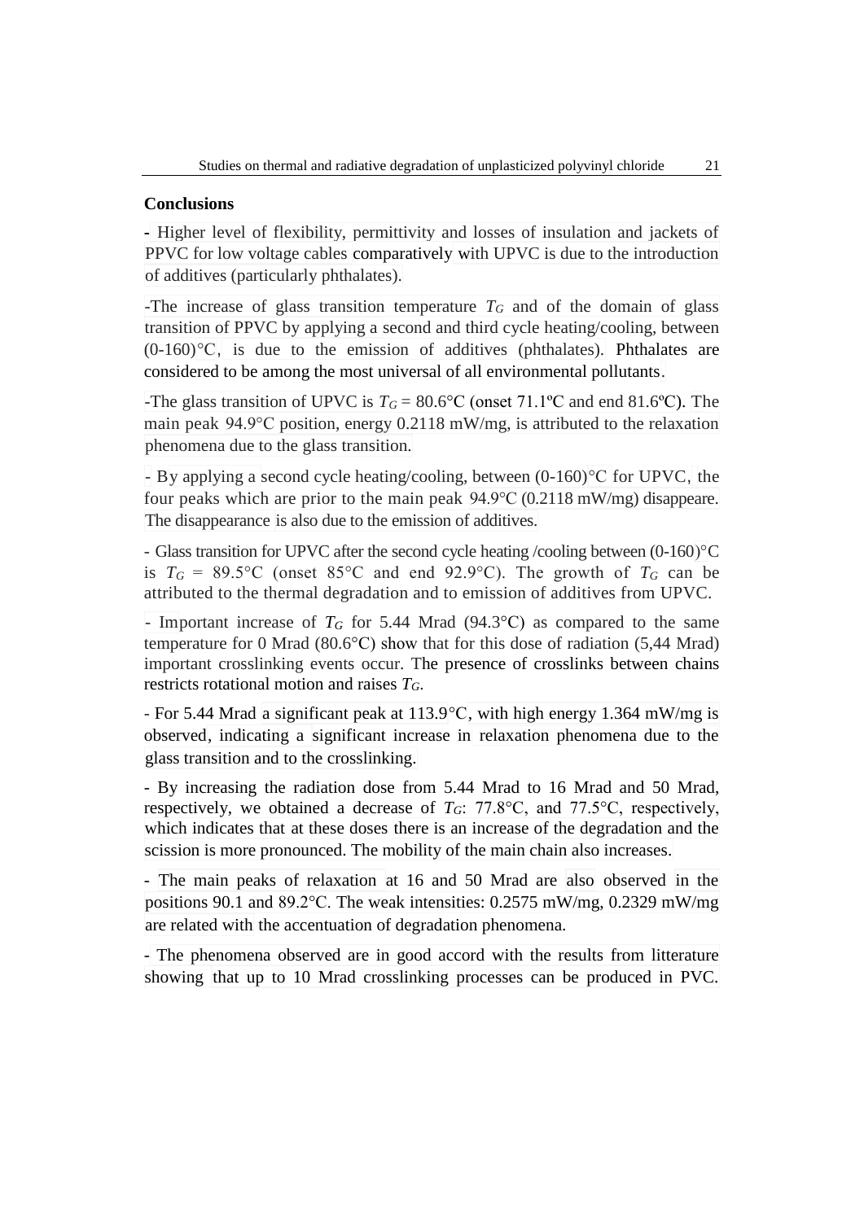## Conclusions

- Higher level of flexibility, permittivity and losses of insulation and jackets of PPVC for low voltage cables comparatively with UPVC is due to the introduction of additives (particularly phthalates).

-The increase of glass transition temperature $T_G$ and of the domain of glass transition of PPVC by applying a second and third cycle heating/cooling, between (0-160)°C, is due to the emission of additives (phthalates). Phthalates are considered to be among the most universal of all environmental pollutants.

-The glass transition of UPVC is $T_G$ = 80.6°C (onset 71.1ºC and end 81.6ºC). The main peak 94.9°C position, energy 0.2118 mW/mg, is attributed to the relaxation phenomena due to the glass transition.

- By applying a second cycle heating/cooling, between (0-160)°C for UPVC, the four peaks which are prior to the main peak 94.9°C (0.2118 mW/mg) disappeare. The disappearance is also due to the emission of additives.

- Glass transition for UPVC after the second cycle heating /cooling between (0-160)°C is $T_G$ = 89.5°C (onset 85°C and end 92.9°C). The growth of $T_G$ can be attributed to the thermal degradation and to emission of additives from UPVC.

- Important increase of $T_G$ for 5.44 Mrad (94.3°C) as compared to the same temperature for 0 Mrad (80.6°C) show that for this dose of radiation (5,44 Mrad) important crosslinking events occur. The presence of crosslinks between chains restricts rotational motion and raises $T_G$.

- For 5.44 Mrad a significant peak at 113.9°C, with high energy 1.364 mW/mg is observed, indicating a significant increase in relaxation phenomena due to the glass transition and to the crosslinking.

- By increasing the radiation dose from 5.44 Mrad to 16 Mrad and 50 Mrad, respectively, we obtained a decrease of $T_G$: 77.8°C, and 77.5°C, respectively, which indicates that at these doses there is an increase of the degradation and the scission is more pronounced. The mobility of the main chain also increases.

- The main peaks of relaxation at 16 and 50 Mrad are also observed in the positions 90.1 and 89.2°C. The weak intensities: 0.2575 mW/mg, 0.2329 mW/mg are related with the accentuation of degradation phenomena.

- The phenomena observed are in good accord with the results from litterature showing that up to 10 Mrad crosslinking processes can be produced in PVC.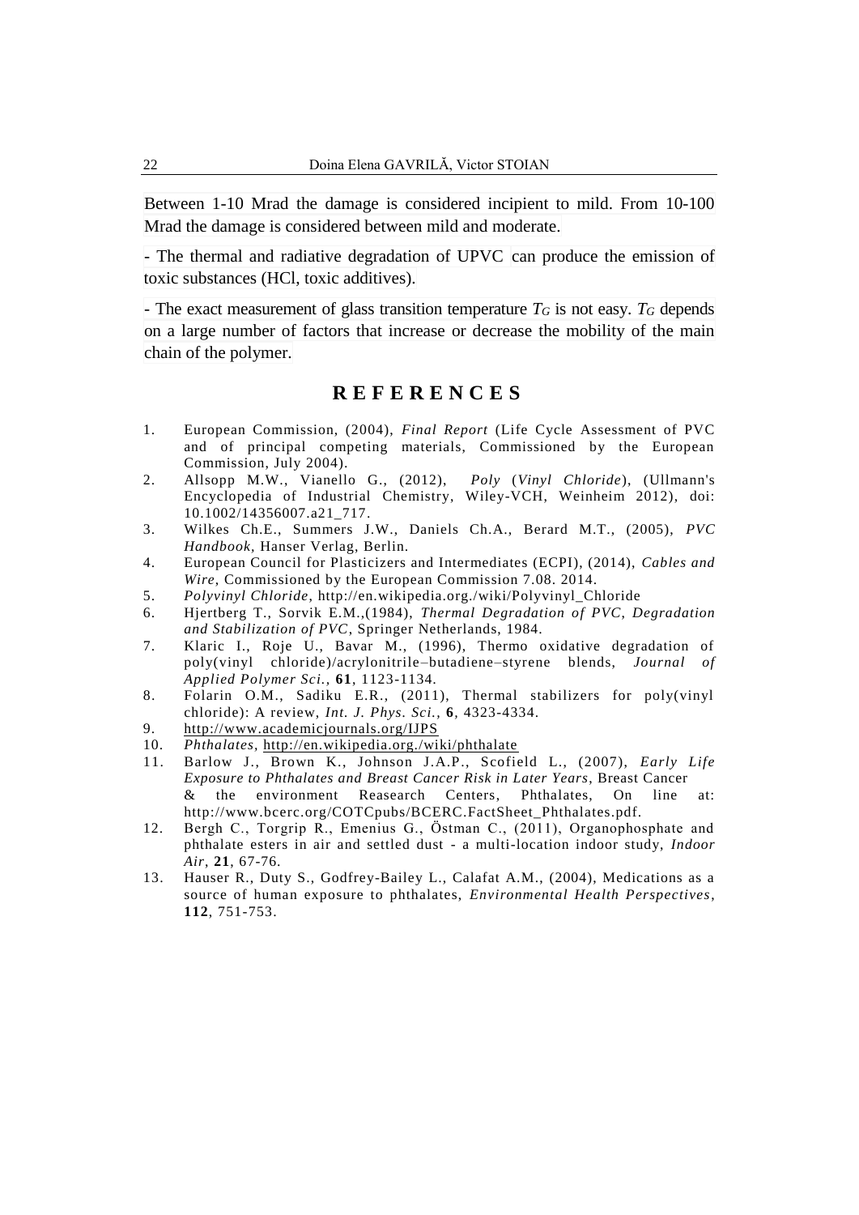Between 1-10 Mrad the damage is considered incipient to mild. From 10-100 Mrad the damage is considered between mild and moderate.

- The thermal and radiative degradation of UPVC can produce the emission of toxic substances (HCl, toxic additives).

- The exact measurement of glass transition temperature $T_G$ is not easy. $T_G$ depends on a large number of factors that increase or decrease the mobility of the main chain of the polymer.

## REFERENCES

1. European Commission, (2004), *Final Report* (Life Cycle Assessment of PVC and of principal competing materials, Commissioned by the European Commission, July 2004).
2. Allsopp M.W., Vianello G., (2012), *Poly (Vinyl Chloride*), (Ullmann's Encyclopedia of Industrial Chemistry, Wiley-VCH, Weinheim 2012), doi: 10.1002/14356007.a21_717.
3. Wilkes Ch.E., Summers J.W., Daniels Ch.A., Berard M.T., (2005), *PVC Handbook*, Hanser Verlag, Berlin.
4. European Council for Plasticizers and Intermediates (ECPI), (2014), *Cables and Wire*, Commissioned by the European Commission 7.08. 2014.
5. *Polyvinyl Chloride*, http://en.wikipedia.org./wiki/Polyvinyl_Chloride
6. Hjertberg T., Sorvik E.M.,(1984), *Thermal Degradation of PVC, Degradation and Stabilization of PVC*, Springer Netherlands, 1984.
7. Klaric I., Roje U., Bavar M., (1996), Thermo oxidative degradation of poly(vinyl chloride)/acrylonitrile–butadiene–styrene blends, *Journal of Applied Polymer Sci.*, **61**, 1123-1134.
8. Folarin O.M., Sadiku E.R., (2011), Thermal stabilizers for poly(vinyl chloride): A review, *Int. J. Phys. Sci.*, **6**, 4323-4334.
9. http://www.academicjournals.org/IJPS
10. *Phthalates*, http://en.wikipedia.org./wiki/phthalate
11. Barlow J., Brown K., Johnson J.A.P., Scofield L., (2007), *Early Life Exposure to Phthalates and Breast Cancer Risk in Later Years*, Breast Cancer & the environment Reasearch Centers, Phthalates, On line at: http://www.bcerc.org/COTCpubs/BCERC.FactSheet_Phthalates.pdf.
12. Bergh C., Torgrip R., Emenius G., Östman C., (2011), Organophosphate and phthalate esters in air and settled dust - a multi-location indoor study, *Indoor Air*, **21**, 67-76.
13. Hauser R., Duty S., Godfrey-Bailey L., Calafat A.M., (2004), Medications as a source of human exposure to phthalates, *Environmental Health Perspectives*, **112**, 751-753.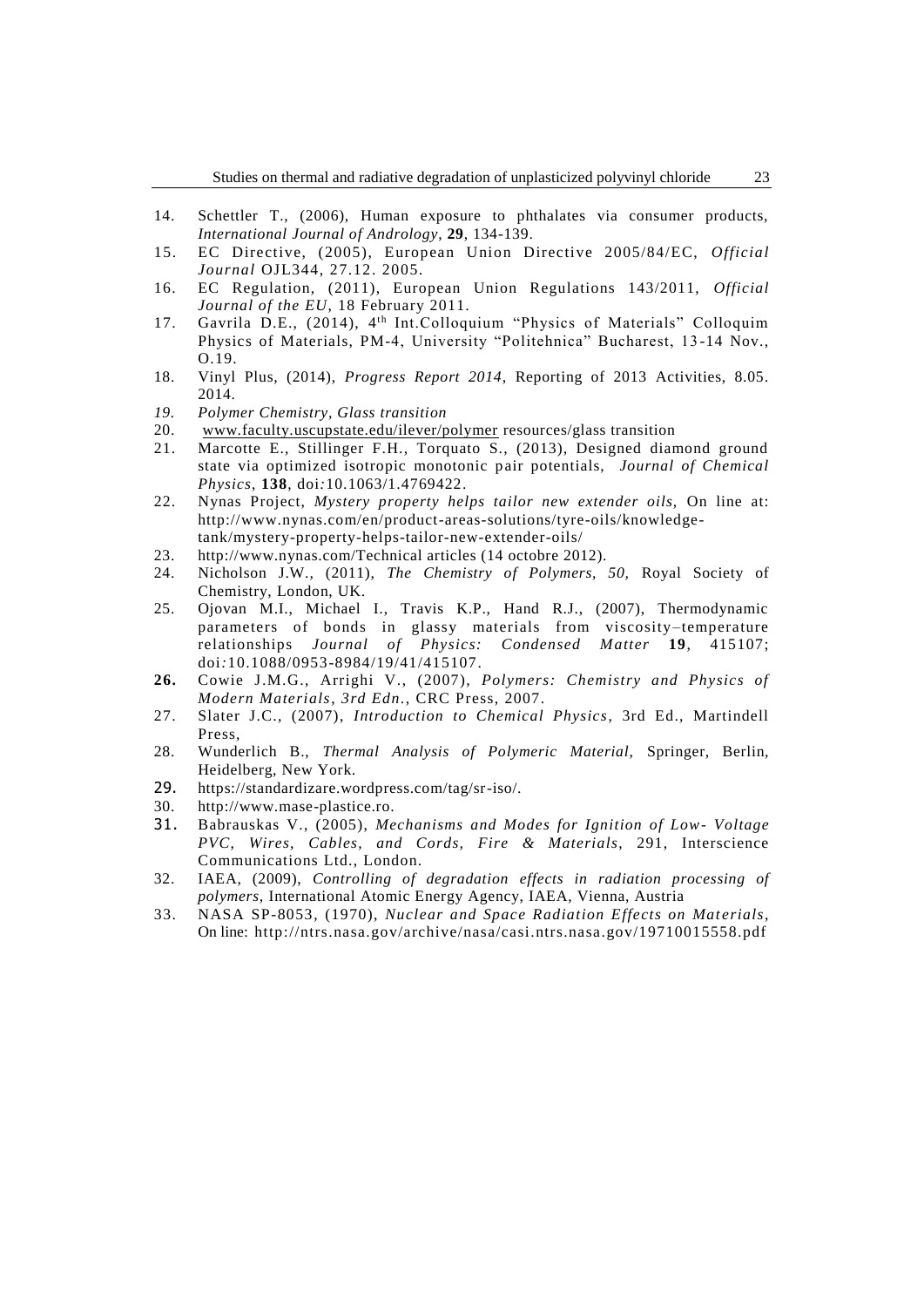14. Schettler T., (2006), Human exposure to phthalates via consumer products, *International Journal of Andrology*, **29**, 134-139.
15. EC Directive, (2005), European Union Directive 2005/84/EC, *Official Journal* OJL344, 27.12. 2005.
16. EC Regulation, (2011), European Union Regulations 143/2011, *Official Journal of the EU*, 18 February 2011.
17. Gavrila D.E., (2014), 4[th] Int.Colloquium "Physics of Materials" Colloquim Physics of Materials, PM-4, University "Politehnica" Bucharest, 13-14 Nov., O.19.
18. Vinyl Plus, (2014), *Progress Report 2014*, Reporting of 2013 Activities, 8.05. 2014.
19. *Polymer Chemistry, Glass transition*
20. www.faculty.uscupstate.edu/ilever/polymer resources/glass transition
21. Marcotte E., Stillinger F.H., Torquato S., (2013), Designed diamond ground state via optimized isotropic monotonic pair potentials, *Journal of Chemical Physics*, **138**, doi:10.1063/1.4769422.
22. Nynas Project, *Mystery property helps tailor new extender oils,* On line at: http://www.nynas.com/en/product-areas-solutions/tyre-oils/knowledge-tank/mystery-property-helps-tailor-new-extender-oils/
23. http://www.nynas.com/Technical articles (14 octobre 2012).
24. Nicholson J.W., (2011), *The Chemistry of Polymers, 50,* Royal Society of Chemistry, London, UK.
25. Ojovan M.I., Michael I., Travis K.P., Hand R.J., (2007), Thermodynamic parameters of bonds in glassy materials from viscosity–temperature relationships *Journal of Physics: Condensed Matter* **19**, 415107; doi:10.1088/0953-8984/19/41/415107.
26. Cowie J.M.G., Arrighi V., (2007), *Polymers: Chemistry and Physics of Modern Materials, 3rd Edn.*, CRC Press, 2007.
27. Slater J.C., (2007), *Introduction to Chemical Physics*, 3rd Ed., Martindell Press,
28. Wunderlich B., *Thermal Analysis of Polymeric Material,* Springer, Berlin, Heidelberg, New York.
29. https://standardizare.wordpress.com/tag/sr-iso/.
30. http://www.mase-plastice.ro.
31. Babrauskas V., (2005), *Mechanisms and Modes for Ignition of Low- Voltage PVC, Wires, Cables, and Cords, Fire & Materials*, 291, Interscience Communications Ltd., London.
32. IAEA, (2009), *Controlling of degradation effects in radiation processing of polymers,* International Atomic Energy Agency, IAEA, Vienna, Austria
33. NASA SP-8053, (1970), *Nuclear and Space Radiation Effects on Materials*, On line: http://ntrs.nasa.gov/archive/nasa/casi.ntrs.nasa.gov/19710015558.pdf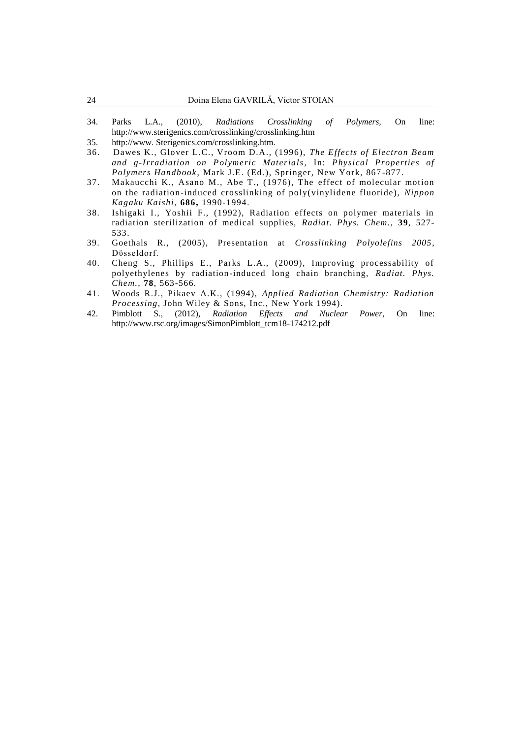34. Parks L.A., (2010), *Radiations Crosslinking of Polymers*, On line: http://www.sterigenics.com/crosslinking/crosslinking.htm
35. http://www. Sterigenics.com/crosslinking.htm.
36. Dawes K., Glover L.C., Vroom D.A., (1996), *The Effects of Electron Beam and g-Irradiation on Polymeric Materials*, In: *Physical Properties of Polymers Handbook*, Mark J.E. (Ed.), Springer, New York, 867-877.
37. Makaucchi K., Asano M., Abe T., (1976), The effect of molecular motion on the radiation-induced crosslinking of poly(vinylidene fluoride), *Nippon Kagaku Kaishi*, **686,** 1990-1994.
38. Ishigaki I., Yoshii F., (1992), Radiation effects on polymer materials in radiation sterilization of medical supplies, *Radiat. Phys. Chem.,* **39**, 527-533.
39. Goethals R., (2005), Presentation at *Crosslinking Polyolefins 2005*, Düsseldorf.
40. Cheng S., Phillips E., Parks L.A., (2009), Improving processability of polyethylenes by radiation-induced long chain branching, *Radiat. Phys. Chem.*, **78**, 563-566.
41. Woods R.J., Pikaev A.K., (1994), *Applied Radiation Chemistry: Radiation Processing*, John Wiley & Sons, Inc., New York 1994).
42. Pimblott S., (2012), *Radiation Effects and Nuclear Power*, On line: http://www.rsc.org/images/SimonPimblott_tcm18-174212.pdf